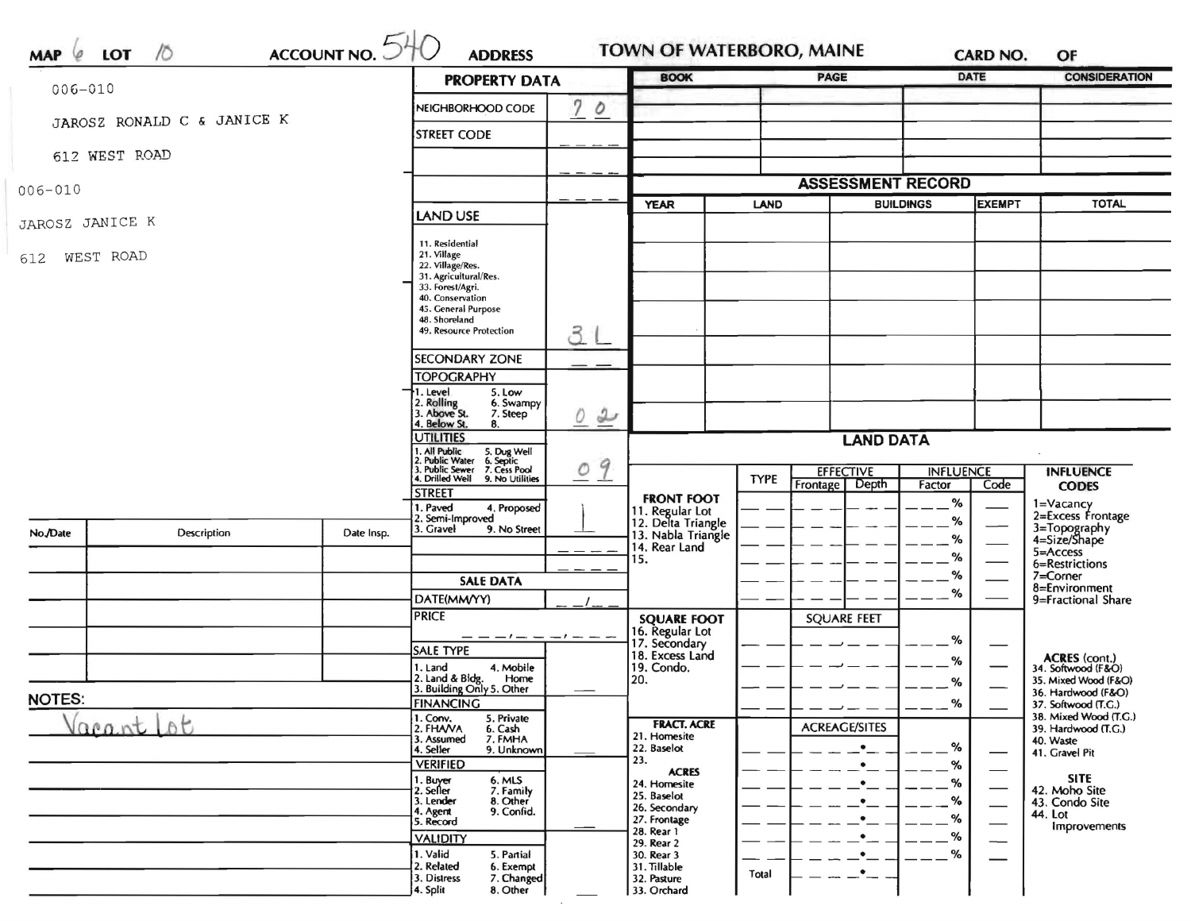MAP 6 LOT 10 ACCOUNT NO. 540 ADDRESS

# TOWN OF WATERBORO, MAINE

CARD NO. OF

006-010

JAROSZ RONALD C & JANICE K

612 WEST ROAD

006-010

JAROSZ JANICE K

612 WEST ROAD

## PROPERTY DATA

| | |
|---|---|
| NEIGHBORHOOD CODE | 70 |
| STREET CODE | |
| | |
| | |
| LAND USE<br>11. Residential<br>21. Village<br>22. Village/Res.<br>31. Agricultural/Res.<br>33. Forest/Agri.<br>40. Conservation<br>45. General Purpose<br>48. Shoreland<br>49. Resource Protection | 3L |
| SECONDARY ZONE | |
| TOPOGRAPHY<br>1. Level 5. Low<br>2. Rolling 6. Swampy<br>3. Above St. 7. Steep<br>4. Below St. 8. | 02 |
| UTILITIES<br>1. All Public 5. Dug Well<br>2. Public Water 6. Septic<br>3. Public Sewer 7. Cess Pool<br>4. Drilled Well 9. No Utilities | 09 |
| STREET<br>1. Paved 4. Proposed<br>2. Semi-Improved<br>3. Gravel 9. No Street | 1 |
| | |
| | |

## SALE DATA

| | |
|---|---|
| DATE(MM/YY) | / |
| PRICE | / / |
| SALE TYPE<br>1. Land 4. Mobile Home<br>2. Land & Bldg. 5. Other<br>3. Building Only | |
| FINANCING<br>1. Conv. 5. Private<br>2. FHA/VA 6. Cash<br>3. Assumed 7. FMHA<br>4. Seller 9. Unknown | |
| VERIFIED<br>1. Buyer 6. MLS<br>2. Seller 7. Family<br>3. Lender 8. Other<br>4. Agent 9. Confid.<br>5. Record | |
| VALIDITY<br>1. Valid 5. Partial<br>2. Related 6. Exempt<br>3. Distress 7. Changed<br>4. Split 8. Other | |

| BOOK | PAGE | DATE | CONSIDERATION |
|---|---|---|---|
| | | | |
| | | | |
| | | | |
| | | | |
| | | | |

## ASSESSMENT RECORD

| YEAR | LAND | BUILDINGS | EXEMPT | TOTAL |
|---|---|---|---|---|
| | | | | |
| | | | | |
| | | | | |
| | | | | |
| | | | | |
| | | | | |
| | | | | |

## LAND DATA

| | TYPE | EFFECTIVE Frontage | EFFECTIVE Depth | INFLUENCE Factor | INFLUENCE Code |
|---|---|---|---|---|---|
| FRONT FOOT<br>11. Regular Lot<br>12. Delta Triangle<br>13. Nabla Triangle<br>14. Rear Land<br>15. | | | | % | |
| SQUARE FOOT<br>16. Regular Lot<br>17. Secondary<br>18. Excess Land<br>19. Condo.<br>20. | | SQUARE FEET | | % | |
| FRACT. ACRE<br>21. Homesite<br>22. Baselot<br>23.<br>ACRES<br>24. Homesite<br>25. Baselot<br>26. Secondary<br>27. Frontage<br>28. Rear 1<br>29. Rear 2<br>30. Rear 3<br>31. Tillable<br>32. Pasture<br>33. Orchard | | ACREAGE/SITES | | % | |
| | Total | | | | |

**INFLUENCE CODES**
1=Vacancy
2=Excess Frontage
3=Topography
4=Size/Shape
5=Access
6=Restrictions
7=Corner
8=Environment
9=Fractional Share

**ACRES (cont.)**
34. Softwood (F&O)
35. Mixed Wood (F&O)
36. Hardwood (F&O)
37. Softwood (T.G.)
38. Mixed Wood (T.G.)
39. Hardwood (T.G.)
40. Waste
41. Gravel Pit

**SITE**
42. Moho Site
43. Condo Site
44. Lot Improvements

| No./Date | Description | Date Insp. |
|---|---|---|
| | | |
| | | |
| | | |
| | | |
| | | |

NOTES:

Vacant Lot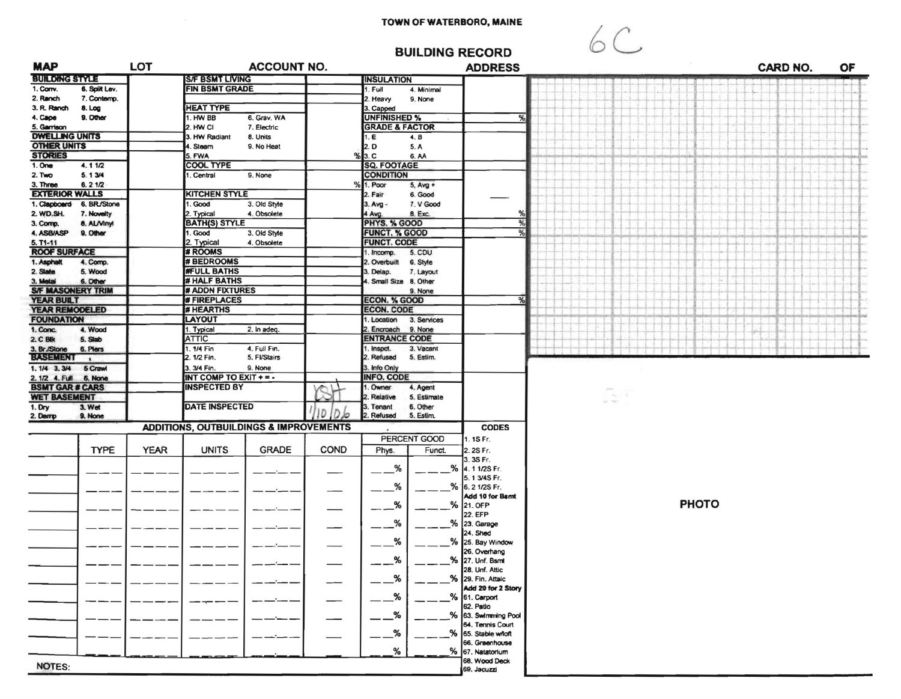TOWN OF WATERBORO, MAINE

6C

# BUILDING RECORD

| MAP | LOT | ACCOUNT NO. | ADDRESS | CARD NO. | OF |
|---|---|---|---|---|---|

| | | | | | |
|---|---|---|---|---|---|
| **BUILDING STYLE** 1. Conv. 6. Split Lev. 2. Ranch 7. Contemp. 3. R. Ranch 8. Log 4. Cape 9. Other 5. Garrison | | **S/F BSMT LIVING** | | **INSULATION** 1. Full 4. Minimal 2. Heavy 9. None 3. Capped | |
| **DWELLING UNITS** | | **FIN BSMT GRADE** | | **UNFINISHED %** | % |
| **OTHER UNITS** | | **HEAT TYPE** 1. HW BB 6. Grav. WA 2. HW CI 7. Electric 3. HW Radiant 8. Units 4. Steam 9. No Heat 5. FWA | % | **GRADE & FACTOR** 1. E 4. B 2. D 5. A 3. C 6. AA | |
| **STORIES** 1. One 4. 1 1/2 2. Two 5. 1 3/4 3. Three 6. 2 1/2 | | **COOL TYPE** 1. Central 9. None | % | **SQ. FOOTAGE** | |
| **EXTERIOR WALLS** 1. Clapboard 6. BR/Stone 2. WD.SH. 7. Novelty 3. Comp. 8. AL/Vinyl 4. ASB/ASP 9. Other 5. T1-11 | | **KITCHEN STYLE** 1. Good 3. Old Style 2. Typical 4. Obsolete | | **CONDITION** 1. Poor 5. Avg + 2. Fair 6. Good 3. Avg - 7. V Good 4 Avg. 8. Exc. | |
| | | **BATH(S) STYLE** 1. Good 3. Old Style 2. Typical 4. Obsolete | | **PHYS. % GOOD** | % |
| | | | | **FUNCT. % GOOD** | % |
| **ROOF SURFACE** 1. Asphalt 4. Comp. 2. Slate 5. Wood 3. Metal 6. Other | | **# ROOMS** | | **FUNCT. CODE** 1. Incomp. 5. CDU 2. Overbuilt 6. Style 3. Delap. 7. Layout 4. Small Size 8. Other 9. None | |
| | | **# BEDROOMS** | | | |
| | | **#FULL BATHS** | | | |
| **S/F MASONERY TRIM** | | **# HALF BATHS** | | | |
| | | **# ADDN FIXTURES** | | | |
| **YEAR BUILT** | | **# FIREPLACES** | | **ECON. % GOOD** | % |
| **YEAR REMODELED** | | **# HEARTHS** | | **ECON. CODE** 1. Location 3. Services 2. Encroach 9. None | |
| **FOUNDATION** 1. Conc. 4. Wood 2. C Blk 5. Slab 3. Br./Stone 6. Piers | | **LAYOUT** 1. Typical 2. In adeq. | | | |
| | | **ATTIC** 1. 1/4 Fin 4. Full Fin. 2. 1/2 Fin. 5. Fl/Stairs 3. 3/4 Fin. 9. None | | **ENTRANCE CODE** 1. Inspct. 3. Vacant 2. Refused 5. Estim. 3. Info Only | |
| **BASEMENT** 1. 1/4 3. 3/4 5 Crawl 2. 1/2 4. Full 6. None | | **INT COMP TO EXIT + = -** | | **INFO. CODE** | |
| **BSMT GAR # CARS** | | **INSPECTED BY** | YSH | 1. Owner 4. Agent 2. Relative 5. Estimate 3. Tenant 6. Other 2. Refused 5. Estim. | |
| **WET BASEMENT** 1. Dry 3. Wet 2. Damp 9. None | | **DATE INSPECTED** | 1/10/06 | | |

## ADDITIONS, OUTBUILDINGS & IMPROVEMENTS

| | TYPE | YEAR | UNITS | GRADE | COND | PERCENT GOOD Phys. | PERCENT GOOD Funct. |
|---|---|---|---|---|---|---|---|
| | | | | | | % | % |
| | | | | | | % | % |
| | | | | | | % | % |
| | | | | | | % | % |
| | | | | | | % | % |
| | | | | | | % | % |
| | | | | | | % | % |
| | | | | | | % | % |
| | | | | | | % | % |
| | | | | | | % | % |
| | | | | | | % | % |

NOTES:

**CODES**

1. 1S Fr.
2. 2S Fr.
3. 3S Fr.
4. 1 1/2S Fr.
5. 1 3/4S Fr.
6. 2 1/2S Fr.

Add 10 for Bsmt

21. OFP
22. EFP
23. Garage
24. Shed
25. Bay Window
26. Overhang
27. Unf. Bsmt
28. Unf. Attic
29. Fin. Attaic

Add 20 for 2 Story

61. Carport
62. Patio
63. Swimming Pool
64. Tennis Court
65. Stable w/loft
66. Greenhouse
67. Natatorium
68. Wood Deck
69. Jacuzzi

PHOTO